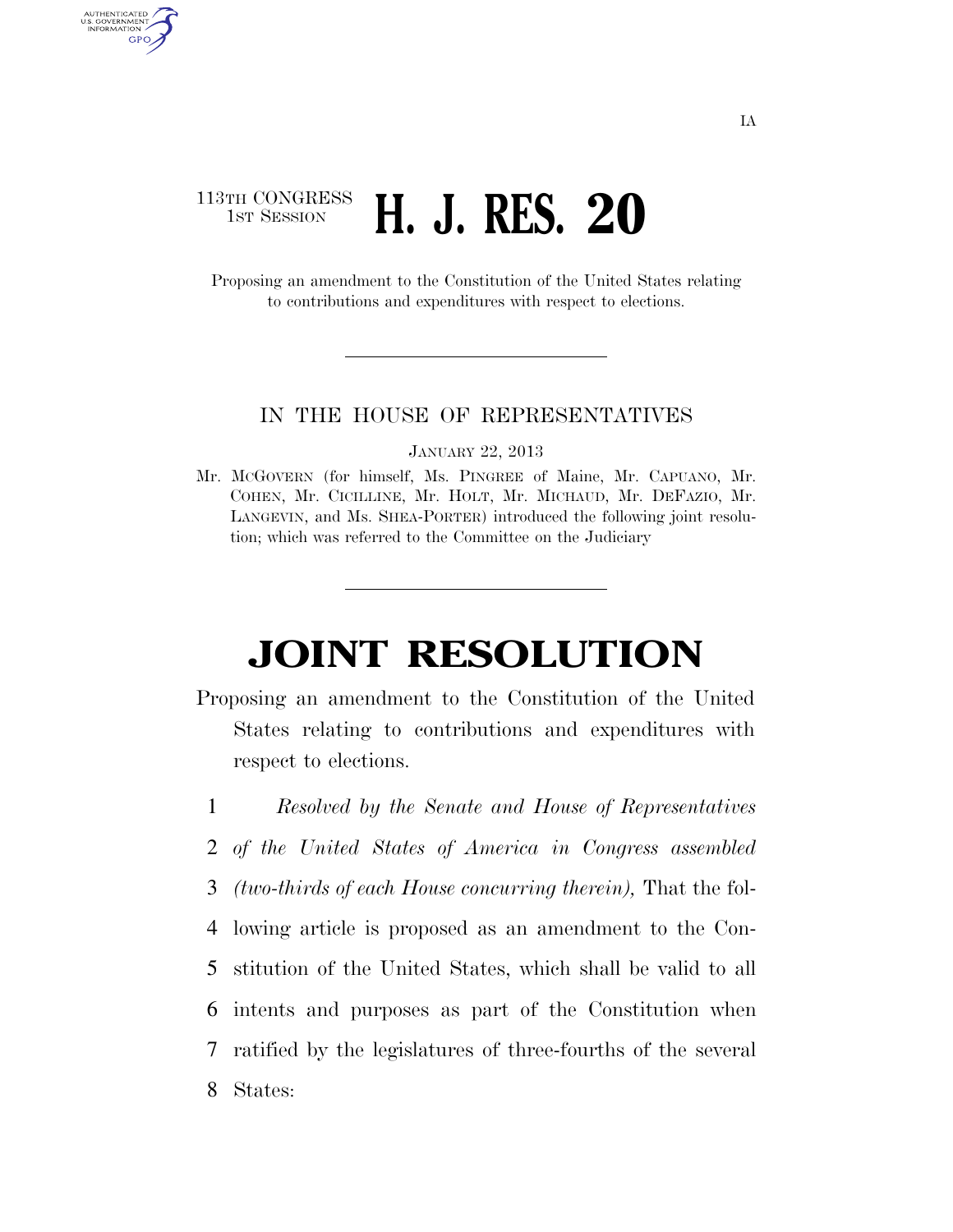IA

113TH CONGRESS
1ST SESSION

# H. J. RES. 20

Proposing an amendment to the Constitution of the United States relating to contributions and expenditures with respect to elections.

---

IN THE HOUSE OF REPRESENTATIVES

JANUARY 22, 2013

Mr. MCGOVERN (for himself, Ms. PINGREE of Maine, Mr. CAPUANO, Mr. COHEN, Mr. CICILLINE, Mr. HOLT, Mr. MICHAUD, Mr. DEFAZIO, Mr. LANGEVIN, and Ms. SHEA-PORTER) introduced the following joint resolution; which was referred to the Committee on the Judiciary

---

# JOINT RESOLUTION

Proposing an amendment to the Constitution of the United States relating to contributions and expenditures with respect to elections.

1 *Resolved by the Senate and House of Representatives*
2 *of the United States of America in Congress assembled*
3 *(two-thirds of each House concurring therein),* That the fol-
4 lowing article is proposed as an amendment to the Con-
5 stitution of the United States, which shall be valid to all
6 intents and purposes as part of the Constitution when
7 ratified by the legislatures of three-fourths of the several
8 States: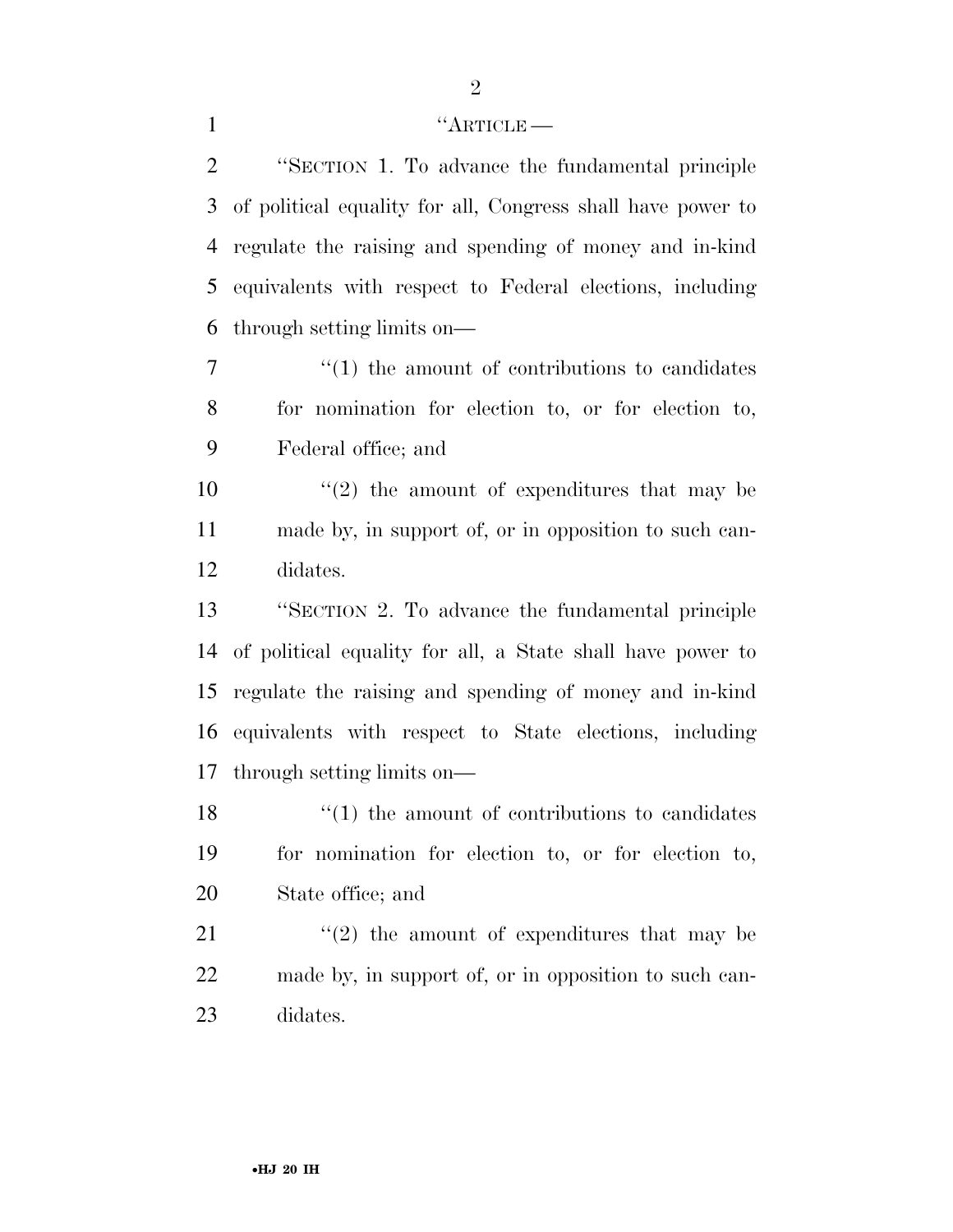"ARTICLE —

"SECTION 1. To advance the fundamental principle of political equality for all, Congress shall have power to regulate the raising and spending of money and in-kind equivalents with respect to Federal elections, including through setting limits on—

"(1) the amount of contributions to candidates for nomination for election to, or for election to, Federal office; and

"(2) the amount of expenditures that may be made by, in support of, or in opposition to such candidates.

"SECTION 2. To advance the fundamental principle of political equality for all, a State shall have power to regulate the raising and spending of money and in-kind equivalents with respect to State elections, including through setting limits on—

"(1) the amount of contributions to candidates for nomination for election to, or for election to, State office; and

"(2) the amount of expenditures that may be made by, in support of, or in opposition to such candidates.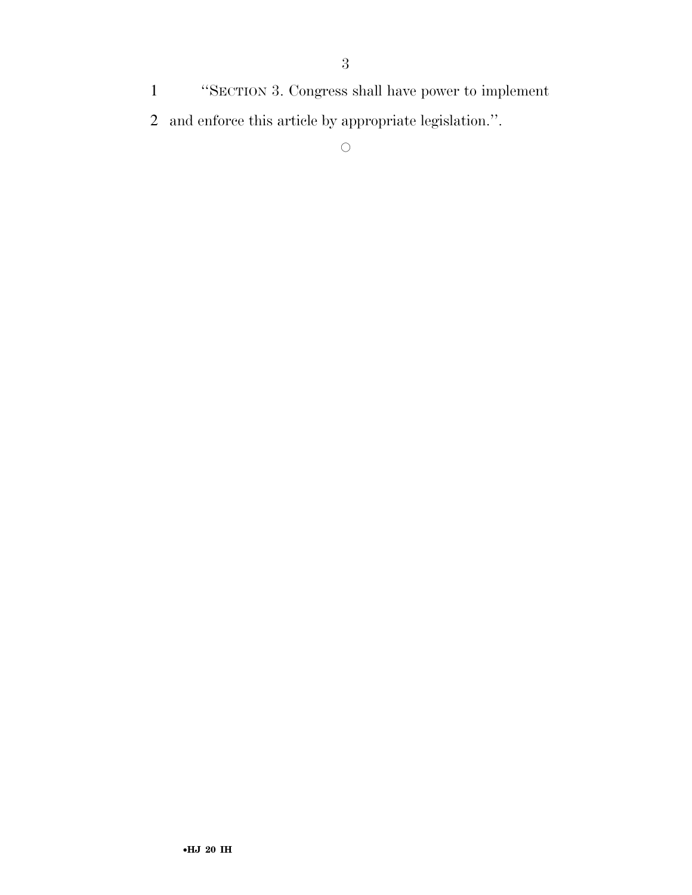"SECTION 3. Congress shall have power to implement and enforce this article by appropriate legislation.".